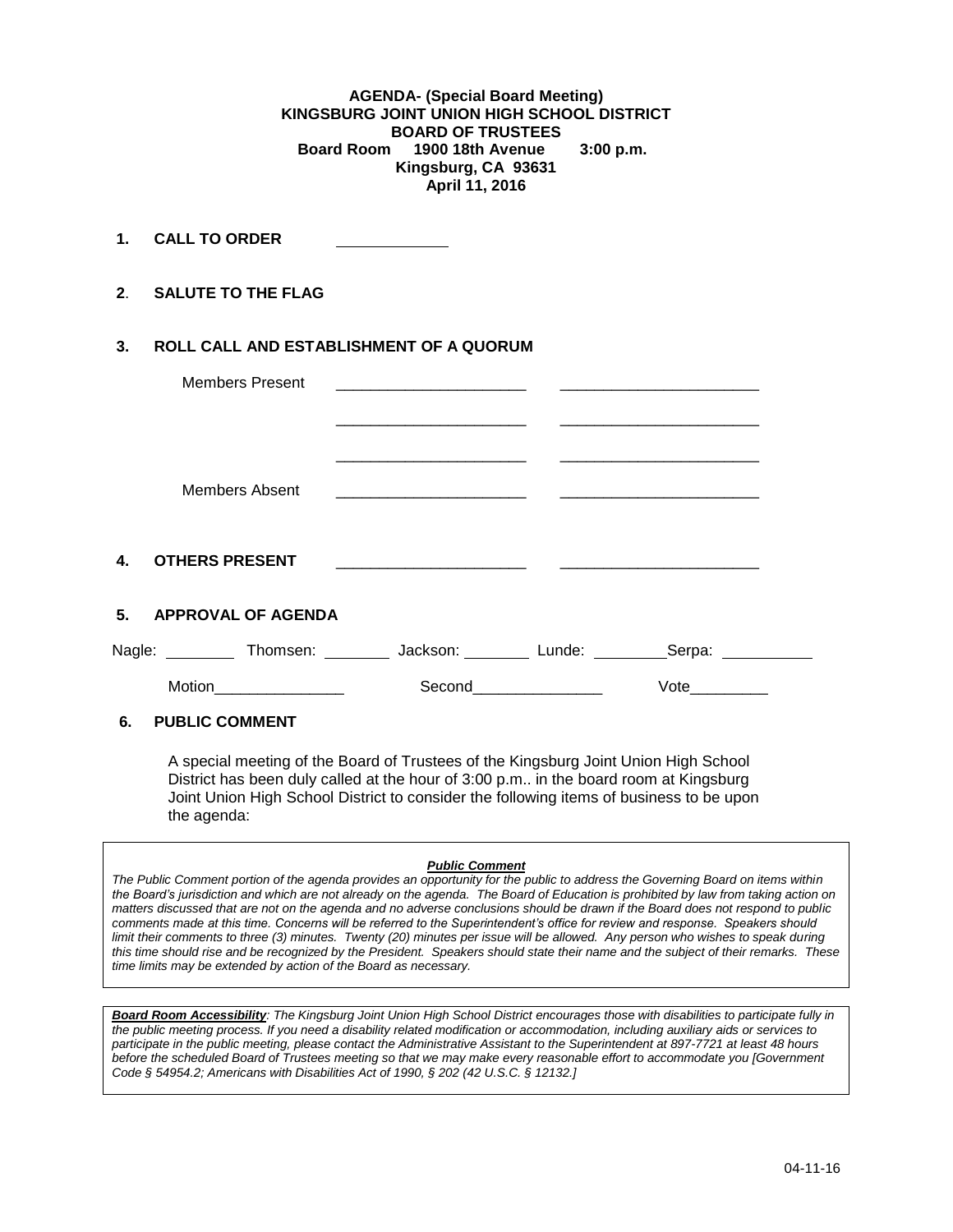**AGENDA- (Special Board Meeting)**
**KINGSBURG JOINT UNION HIGH SCHOOL DISTRICT**
**BOARD OF TRUSTEES**
**Board Room 1900 18th Avenue 3:00 p.m.**
**Kingsburg, CA 93631**
**April 11, 2016**

**1. CALL TO ORDER** ____________

**2. SALUTE TO THE FLAG**

**3. ROLL CALL AND ESTABLISHMENT OF A QUORUM**

Members Present ______________________ ______________________

______________________ ______________________

______________________ ______________________

Members Absent ______________________ ______________________

**4. OTHERS PRESENT** ______________________ ______________________

**5. APPROVAL OF AGENDA**

Nagle: ________ Thomsen: ________ Jackson: ________ Lunde: ________ Serpa: __________

Motion_______________ Second_______________ Vote_________

**6. PUBLIC COMMENT**

A special meeting of the Board of Trustees of the Kingsburg Joint Union High School District has been duly called at the hour of 3:00 p.m.. in the board room at Kingsburg Joint Union High School District to consider the following items of business to be upon the agenda:

***Public Comment***

*The Public Comment portion of the agenda provides an opportunity for the public to address the Governing Board on items within the Board's jurisdiction and which are not already on the agenda. The Board of Education is prohibited by law from taking action on matters discussed that are not on the agenda and no adverse conclusions should be drawn if the Board does not respond to public comments made at this time. Concerns will be referred to the Superintendent's office for review and response. Speakers should limit their comments to three (3) minutes. Twenty (20) minutes per issue will be allowed. Any person who wishes to speak during this time should rise and be recognized by the President. Speakers should state their name and the subject of their remarks. These time limits may be extended by action of the Board as necessary.*

***Board Room Accessibility**: The Kingsburg Joint Union High School District encourages those with disabilities to participate fully in the public meeting process. If you need a disability related modification or accommodation, including auxiliary aids or services to participate in the public meeting, please contact the Administrative Assistant to the Superintendent at 897-7721 at least 48 hours before the scheduled Board of Trustees meeting so that we may make every reasonable effort to accommodate you [Government Code § 54954.2; Americans with Disabilities Act of 1990, § 202 (42 U.S.C. § 12132.]*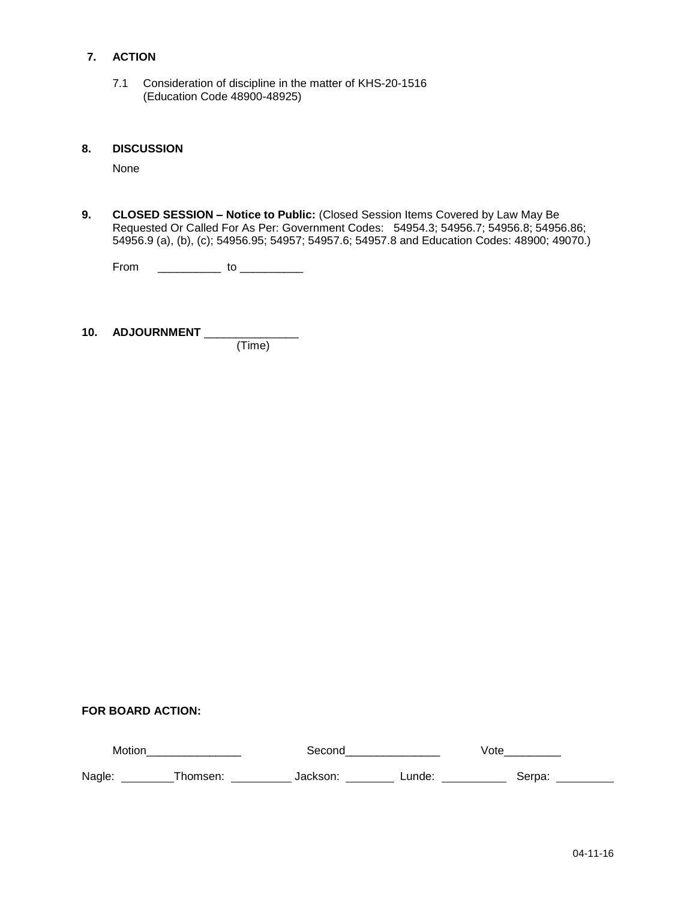## 7. ACTION

7.1 Consideration of discipline in the matter of KHS-20-1516 (Education Code 48900-48925)

## 8. DISCUSSION

None

## 9. CLOSED SESSION – Notice to Public:

(Closed Session Items Covered by Law May Be Requested Or Called For As Per: Government Codes: 54954.3; 54956.7; 54956.8; 54956.86; 54956.9 (a), (b), (c); 54956.95; 54957; 54957.6; 54957.8 and Education Codes: 48900; 49070.)

From __________ to __________

## 10. ADJOURNMENT _______________

(Time)

**FOR BOARD ACTION:**

Motion_______________ Second_______________ Vote_________

Nagle: ________ Thomsen: __________ Jackson: ________ Lunde: __________ Serpa: _________

04-11-16